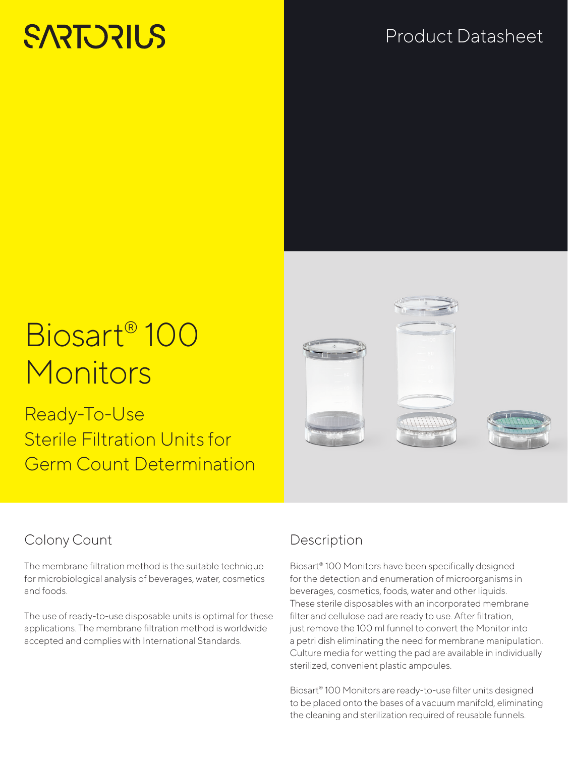SARTORIUS

Product Datasheet

# Biosart® 100 Monitors

Ready-To-Use Sterile Filtration Units for Germ Count Determination

## Colony Count

The membrane filtration method is the suitable technique for microbiological analysis of beverages, water, cosmetics and foods.

The use of ready-to-use disposable units is optimal for these applications. The membrane filtration method is worldwide accepted and complies with International Standards.

## Description

Biosart® 100 Monitors have been specifically designed for the detection and enumeration of microorganisms in beverages, cosmetics, foods, water and other liquids. These sterile disposables with an incorporated membrane filter and cellulose pad are ready to use. After filtration, just remove the 100 ml funnel to convert the Monitor into a petri dish eliminating the need for membrane manipulation. Culture media for wetting the pad are available in individually sterilized, convenient plastic ampoules.

Biosart® 100 Monitors are ready-to-use filter units designed to be placed onto the bases of a vacuum manifold, eliminating the cleaning and sterilization required of reusable funnels.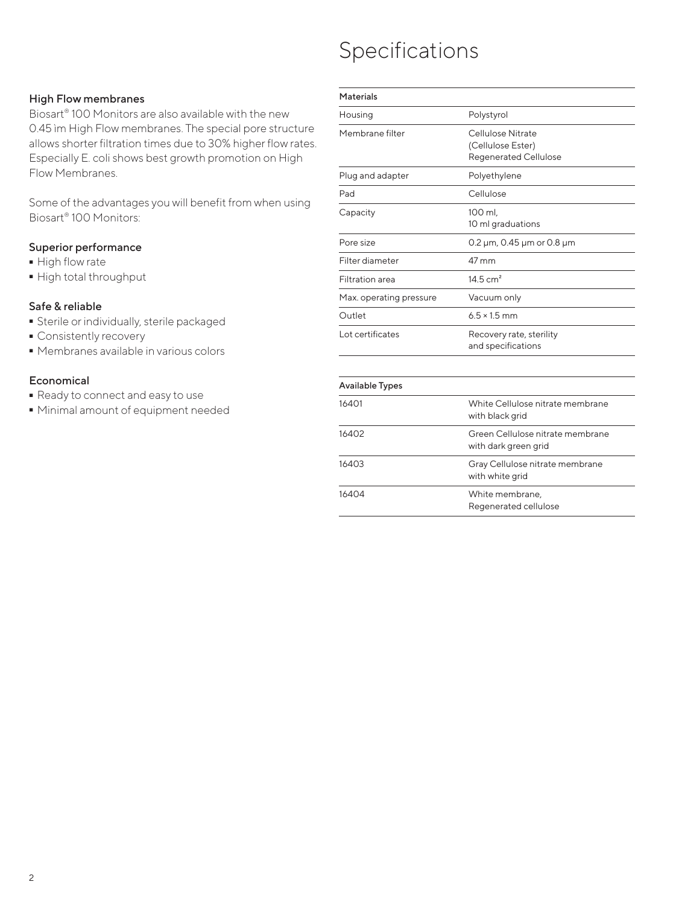### High Flow membranes

Biosart® 100 Monitors are also available with the new 0.45 ìm High Flow membranes. The special pore structure allows shorter filtration times due to 30% higher flow rates. Especially E. coli shows best growth promotion on High Flow Membranes.

Some of the advantages you will benefit from when using Biosart® 100 Monitors:

### Superior performance

- High flow rate
- High total throughput

### Safe & reliable

- Sterile or individually, sterile packaged
- Consistently recovery
- Membranes available in various colors

### Economical

- Ready to connect and easy to use
- Minimal amount of equipment needed

# Specifications

| Materials | |
|---|---|
| Housing | Polystyrol |
| Membrane filter | Cellulose Nitrate (Cellulose Ester) Regenerated Cellulose |
| Plug and adapter | Polyethylene |
| Pad | Cellulose |
| Capacity | 100 ml, 10 ml graduations |
| Pore size | 0.2 µm, 0.45 µm or 0.8 µm |
| Filter diameter | 47 mm |
| Filtration area | 14.5 $cm^2$ |
| Max. operating pressure | Vacuum only |
| Outlet | 6.5 × 1.5 mm |
| Lot certificates | Recovery rate, sterility and specifications |

| Available Types | |
|---|---|
| 16401 | White Cellulose nitrate membrane with black grid |
| 16402 | Green Cellulose nitrate membrane with dark green grid |
| 16403 | Gray Cellulose nitrate membrane with white grid |
| 16404 | White membrane, Regenerated cellulose |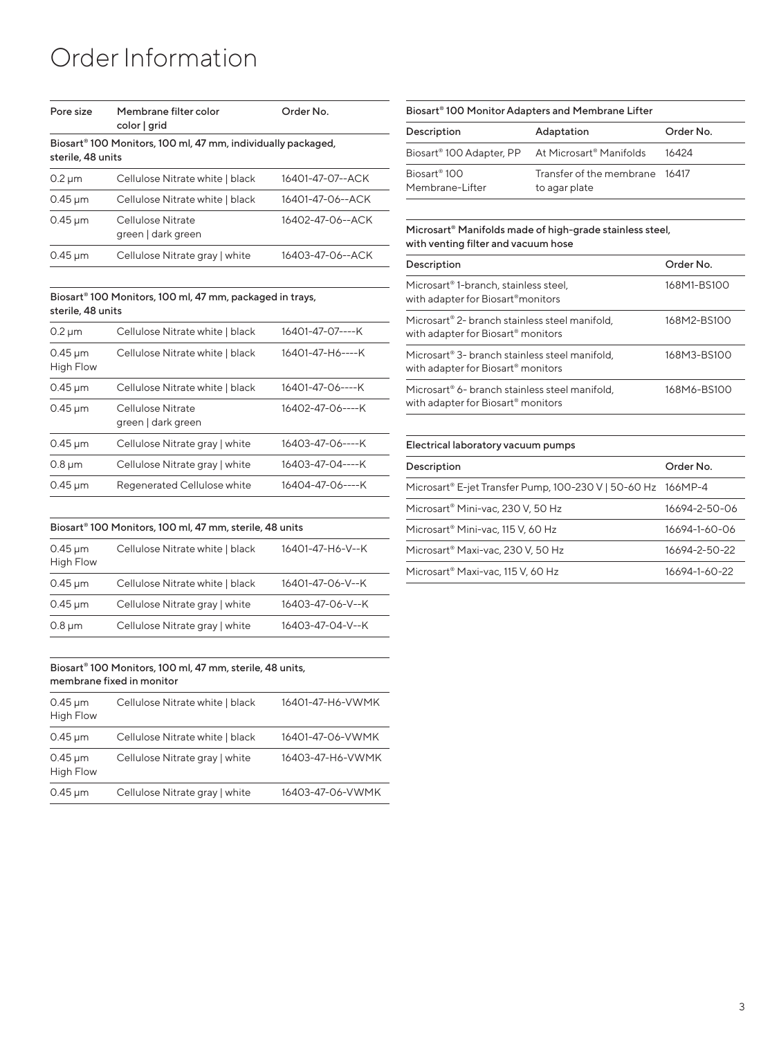# Order Information

| Pore size | Membrane filter color color \| grid | Order No. |
|---|---|---|
| **Biosart® 100 Monitors, 100 ml, 47 mm, individually packaged, sterile, 48 units** | | |
| 0.2 µm | Cellulose Nitrate white \| black | 16401-47-07--ACK |
| 0.45 µm | Cellulose Nitrate white \| black | 16401-47-06--ACK |
| 0.45 µm | Cellulose Nitrate green \| dark green | 16402-47-06--ACK |
| 0.45 µm | Cellulose Nitrate gray \| white | 16403-47-06--ACK |

| Biosart® 100 Monitors, 100 ml, 47 mm, packaged in trays, sterile, 48 units | | |
|---|---|---|
| 0.2 µm | Cellulose Nitrate white \| black | 16401-47-07----K |
| 0.45 µm High Flow | Cellulose Nitrate white \| black | 16401-47-H6----K |
| 0.45 µm | Cellulose Nitrate white \| black | 16401-47-06----K |
| 0.45 µm | Cellulose Nitrate green \| dark green | 16402-47-06----K |
| 0.45 µm | Cellulose Nitrate gray \| white | 16403-47-06----K |
| 0.8 µm | Cellulose Nitrate gray \| white | 16403-47-04----K |
| 0.45 µm | Regenerated Cellulose white | 16404-47-06----K |

| Biosart® 100 Monitors, 100 ml, 47 mm, sterile, 48 units | | |
|---|---|---|
| 0.45 µm High Flow | Cellulose Nitrate white \| black | 16401-47-H6-V--K |
| 0.45 µm | Cellulose Nitrate white \| black | 16401-47-06-V--K |
| 0.45 µm | Cellulose Nitrate gray \| white | 16403-47-06-V--K |
| 0.8 µm | Cellulose Nitrate gray \| white | 16403-47-04-V--K |

| Biosart® 100 Monitors, 100 ml, 47 mm, sterile, 48 units, membrane fixed in monitor | | |
|---|---|---|
| 0.45 µm High Flow | Cellulose Nitrate white \| black | 16401-47-H6-VWMK |
| 0.45 µm | Cellulose Nitrate white \| black | 16401-47-06-VWMK |
| 0.45 µm High Flow | Cellulose Nitrate gray \| white | 16403-47-H6-VWMK |
| 0.45 µm | Cellulose Nitrate gray \| white | 16403-47-06-VWMK |

**Biosart® 100 Monitor Adapters and Membrane Lifter**

| Description | Adaptation | Order No. |
|---|---|---|
| Biosart® 100 Adapter, PP | At Microsart® Manifolds | 16424 |
| Biosart® 100 Membrane-Lifter | Transfer of the membrane to agar plate | 16417 |

**Microsart® Manifolds made of high-grade stainless steel, with venting filter and vacuum hose**

| Description | Order No. |
|---|---|
| Microsart® 1-branch, stainless steel, with adapter for Biosart® monitors | 168M1-BS100 |
| Microsart® 2- branch stainless steel manifold, with adapter for Biosart® monitors | 168M2-BS100 |
| Microsart® 3- branch stainless steel manifold, with adapter for Biosart® monitors | 168M3-BS100 |
| Microsart® 6- branch stainless steel manifold, with adapter for Biosart® monitors | 168M6-BS100 |

**Electrical laboratory vacuum pumps**

| Description | Order No. |
|---|---|
| Microsart® E-jet Transfer Pump, 100-230 V \| 50-60 Hz | 166MP-4 |
| Microsart® Mini-vac, 230 V, 50 Hz | 16694-2-50-06 |
| Microsart® Mini-vac, 115 V, 60 Hz | 16694-1-60-06 |
| Microsart® Maxi-vac, 230 V, 50 Hz | 16694-2-50-22 |
| Microsart® Maxi-vac, 115 V, 60 Hz | 16694-1-60-22 |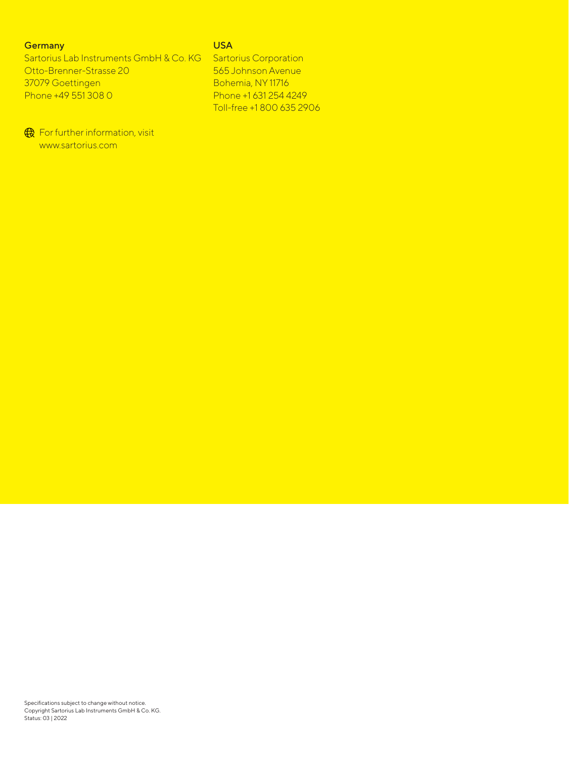**Germany**
Sartorius Lab Instruments GmbH & Co. KG
Otto-Brenner-Strasse 20
37079 Goettingen
Phone +49 551 308 0

**USA**
Sartorius Corporation
565 Johnson Avenue
Bohemia, NY 11716
Phone +1 631 254 4249
Toll-free +1 800 635 2906

For further information, visit
www.sartorius.com

Specifications subject to change without notice.
Copyright Sartorius Lab Instruments GmbH & Co. KG.
Status: 03 | 2022